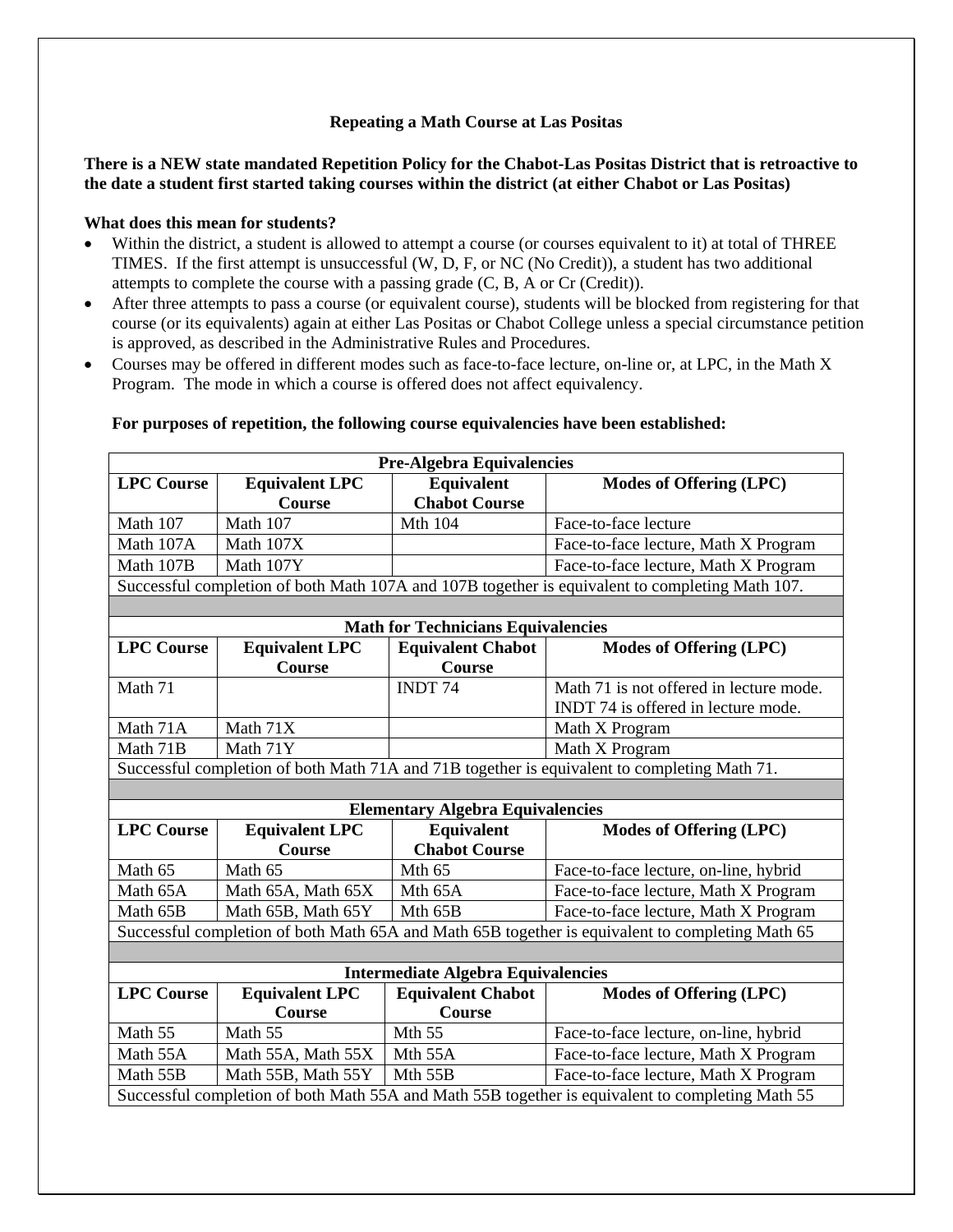## Repeating a Math Course at Las Positas

**There is a NEW state mandated Repetition Policy for the Chabot-Las Positas District that is retroactive to the date a student first started taking courses within the district (at either Chabot or Las Positas)**

**What does this mean for students?**

- Within the district, a student is allowed to attempt a course (or courses equivalent to it) at total of THREE TIMES. If the first attempt is unsuccessful (W, D, F, or NC (No Credit)), a student has two additional attempts to complete the course with a passing grade (C, B, A or Cr (Credit)).
- After three attempts to pass a course (or equivalent course), students will be blocked from registering for that course (or its equivalents) again at either Las Positas or Chabot College unless a special circumstance petition is approved, as described in the Administrative Rules and Procedures.
- Courses may be offered in different modes such as face-to-face lecture, on-line or, at LPC, in the Math X Program. The mode in which a course is offered does not affect equivalency.

**For purposes of repetition, the following course equivalencies have been established:**

| **Pre-Algebra Equivalencies** | | | |
|---|---|---|---|
| **LPC Course** | **Equivalent LPC Course** | **Equivalent Chabot Course** | **Modes of Offering (LPC)** |
| Math 107 | Math 107 | Mth 104 | Face-to-face lecture |
| Math 107A | Math 107X | | Face-to-face lecture, Math X Program |
| Math 107B | Math 107Y | | Face-to-face lecture, Math X Program |
| Successful completion of both Math 107A and 107B together is equivalent to completing Math 107. | | | |

| **Math for Technicians Equivalencies** | | | |
|---|---|---|---|
| **LPC Course** | **Equivalent LPC Course** | **Equivalent Chabot Course** | **Modes of Offering (LPC)** |
| Math 71 | | INDT 74 | Math 71 is not offered in lecture mode. INDT 74 is offered in lecture mode. |
| Math 71A | Math 71X | | Math X Program |
| Math 71B | Math 71Y | | Math X Program |
| Successful completion of both Math 71A and 71B together is equivalent to completing Math 71. | | | |

| **Elementary Algebra Equivalencies** | | | |
|---|---|---|---|
| **LPC Course** | **Equivalent LPC Course** | **Equivalent Chabot Course** | **Modes of Offering (LPC)** |
| Math 65 | Math 65 | Mth 65 | Face-to-face lecture, on-line, hybrid |
| Math 65A | Math 65A, Math 65X | Mth 65A | Face-to-face lecture, Math X Program |
| Math 65B | Math 65B, Math 65Y | Mth 65B | Face-to-face lecture, Math X Program |
| Successful completion of both Math 65A and Math 65B together is equivalent to completing Math 65 | | | |

| **Intermediate Algebra Equivalencies** | | | |
|---|---|---|---|
| **LPC Course** | **Equivalent LPC Course** | **Equivalent Chabot Course** | **Modes of Offering (LPC)** |
| Math 55 | Math 55 | Mth 55 | Face-to-face lecture, on-line, hybrid |
| Math 55A | Math 55A, Math 55X | Mth 55A | Face-to-face lecture, Math X Program |
| Math 55B | Math 55B, Math 55Y | Mth 55B | Face-to-face lecture, Math X Program |
| Successful completion of both Math 55A and Math 55B together is equivalent to completing Math 55 | | | |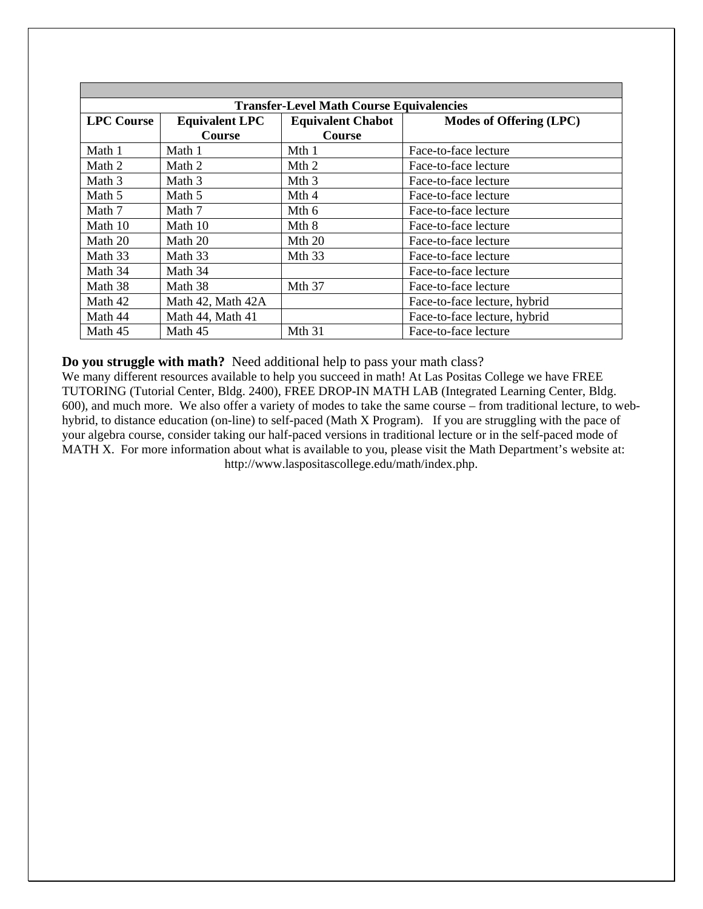| Transfer-Level Math Course Equivalencies | | | |
|---|---|---|---|
| **LPC Course** | **Equivalent LPC Course** | **Equivalent Chabot Course** | **Modes of Offering (LPC)** |
| Math 1 | Math 1 | Mth 1 | Face-to-face lecture |
| Math 2 | Math 2 | Mth 2 | Face-to-face lecture |
| Math 3 | Math 3 | Mth 3 | Face-to-face lecture |
| Math 5 | Math 5 | Mth 4 | Face-to-face lecture |
| Math 7 | Math 7 | Mth 6 | Face-to-face lecture |
| Math 10 | Math 10 | Mth 8 | Face-to-face lecture |
| Math 20 | Math 20 | Mth 20 | Face-to-face lecture |
| Math 33 | Math 33 | Mth 33 | Face-to-face lecture |
| Math 34 | Math 34 | | Face-to-face lecture |
| Math 38 | Math 38 | Mth 37 | Face-to-face lecture |
| Math 42 | Math 42, Math 42A | | Face-to-face lecture, hybrid |
| Math 44 | Math 44, Math 41 | | Face-to-face lecture, hybrid |
| Math 45 | Math 45 | Mth 31 | Face-to-face lecture |

**Do you struggle with math?** Need additional help to pass your math class?

We many different resources available to help you succeed in math! At Las Positas College we have FREE TUTORING (Tutorial Center, Bldg. 2400), FREE DROP-IN MATH LAB (Integrated Learning Center, Bldg. 600), and much more. We also offer a variety of modes to take the same course – from traditional lecture, to web-hybrid, to distance education (on-line) to self-paced (Math X Program). If you are struggling with the pace of your algebra course, consider taking our half-paced versions in traditional lecture or in the self-paced mode of MATH X. For more information about what is available to you, please visit the Math Department's website at: http://www.laspositascollege.edu/math/index.php.